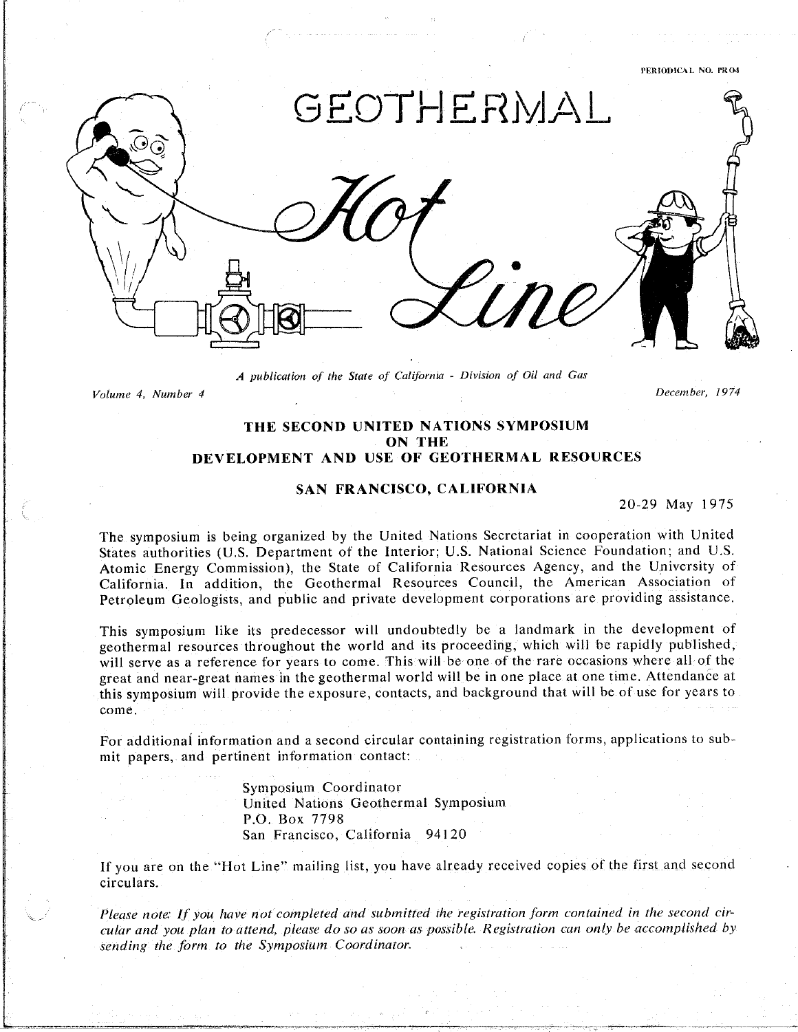PERIODICAL NO. PR04

# GEOTHERMAL Hot Line

*A publication of the State of California - Division of Oil and Gas*

*Volume 4, Number 4* — *December, 1974*

## THE SECOND UNITED NATIONS SYMPOSIUM ON THE DEVELOPMENT AND USE OF GEOTHERMAL RESOURCES

### SAN FRANCISCO, CALIFORNIA

20-29 May 1975

The symposium is being organized by the United Nations Secretariat in cooperation with United States authorities (U.S. Department of the Interior; U.S. National Science Foundation; and U.S. Atomic Energy Commission), the State of California Resources Agency, and the University of California. In addition, the Geothermal Resources Council, the American Association of Petroleum Geologists, and public and private development corporations are providing assistance.

This symposium like its predecessor will undoubtedly be a landmark in the development of geothermal resources throughout the world and its proceeding, which will be rapidly published, will serve as a reference for years to come. This will be one of the rare occasions where all of the great and near-great names in the geothermal world will be in one place at one time. Attendance at this symposium will provide the exposure, contacts, and background that will be of use for years to come.

For additional information and a second circular containing registration forms, applications to submit papers, and pertinent information contact:

Symposium Coordinator
United Nations Geothermal Symposium
P.O. Box 7798
San Francisco, California 94120

If you are on the "Hot Line" mailing list, you have already received copies of the first and second circulars.

*Please note: If you have not completed and submitted the registration form contained in the second circular and you plan to attend, please do so as soon as possible. Registration can only be accomplished by sending the form to the Symposium Coordinator.*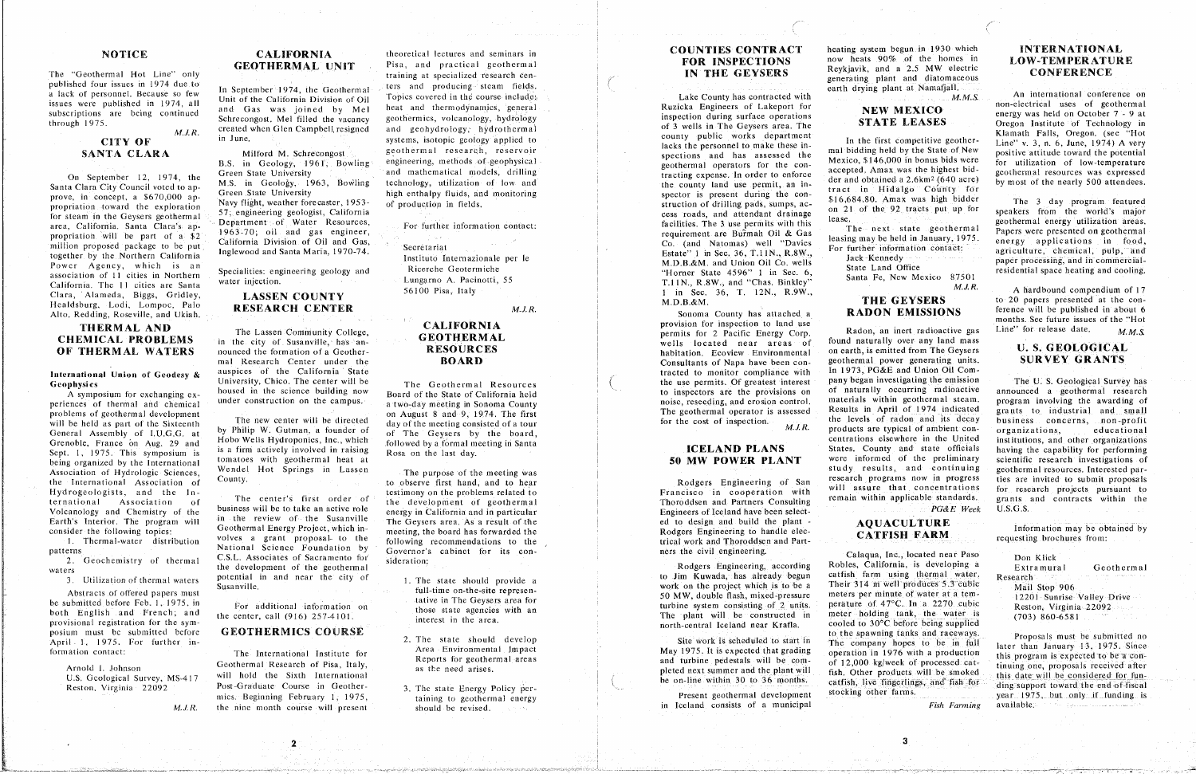## NOTICE

The "Geothermal Hot Line" only published four issues in 1974 due to a lack of personnel. Because so few issues were published in 1974, all subscriptions are being continued through 1975.

*M.J.R.*

## CITY OF SANTA CLARA

On September 12, 1974, the Santa Clara City Council voted to approve, in concept, a $670,000 appropriation toward the exploration for steam in the Geysers geothermal area, California. Santa Clara's appropriation will be part of a $2 million proposed package to be put together by the Northern California Power Agency, which is an association of 11 cities in Northern California. The 11 cities are Santa Clara, Alameda, Biggs, Gridley, Healdsburg, Lodi, Lompoc, Palo Alto, Redding, Roseville, and Ukiah.

## THERMAL AND CHEMICAL PROBLEMS OF THERMAL WATERS

**International Union of Geodesy & Geophysics**

A symposium for exchanging experiences of thermal and chemical problems of geothermal development will be held as part of the Sixteenth General Assembly of I.U.G.G. at Grenoble, France on Aug. 29 and Sept. 1, 1975. This symposium is being organized by the International Association of Hydrologic Sciences, the International Association of Hydrogeologists, and the International Association of Volcanology and Chemistry of the Earth's Interior. The program will consider the following topics:

1. Thermal-water distribution patterns
2. Geochemistry of thermal waters
3. Utilization of thermal waters

Abstracts of offered papers must be submitted before Feb. 1, 1975, in both English and French; and provisional registration for the symposium must be submitted before April 1, 1975. For further information contact:

Arnold I. Johnson
U.S. Geological Survey, MS-417
Reston, Virginia 22092

*M.J.R.*

## CALIFORNIA GEOTHERMAL UNIT

In September 1974, the Geothermal Unit of the California Division of Oil and Gas was joined by Mel Schrecongost. Mel filled the vacancy created when Glen Campbell resigned in June.

Milford M. Schrecongost
B.S. in Geology, 1961, Bowling Green State University
M.S. in Geology, 1963, Bowling Green State University
Navy flight, weather forecaster, 1953-57; engineering geologist, California Department of Water Resources, 1963-70; oil and gas engineer, California Division of Oil and Gas, Inglewood and Santa Maria, 1970-74.

Specialities: engineering geology and water injection.

## LASSEN COUNTY RESEARCH CENTER

The Lassen Community College, in the city of Susanville, has announced the formation of a Geothermal Research Center under the auspices of the California State University, Chico. The center will be housed in the science building now under construction on the campus.

The new center will be directed by Philip W. Gutman, a founder of Hobo Wells Hydroponics, Inc., which is a firm actively involved in raising tomatoes with geothermal heat at Wendel Hot Springs in Lassen County.

The center's first order of business will be to take an active role in the review of the Susanville Geothermal Energy Project, which involves a grant proposal to the National Science Foundation by C.S.L. Associates of Sacramento for the development of the geothermal potential in and near the city of Susanville.

For additional information on the center, call (916) 257-4101.

## GEOTHERMICS COURSE

The International Institute for Geothermal Research of Pisa, Italy, will hold the Sixth International Post-Graduate Course in Geothermics. Beginning February 1, 1975, the nine month course will present theoretical lectures and seminars in Pisa, and practical geothermal training at specialized research centers and producing steam fields. Topics covered in the course include: heat and thermodynamics, general geothermics, volcanology, hydrology and geohydrology, hydrothermal systems, isotopic geology applied to geothermal research, reservoir engineering, methods of geophysical and mathematical models, drilling technology, utilization of low and high enthalpy fluids, and monitoring of production in fields.

For further information contact:

Secretariat
Instituto Internazionale per le Ricerche Geotermiche
Lungarno A. Pacinotti, 55
56100 Pisa, Italy

*M.J.R.*

## CALIFORNIA GEOTHERMAL RESOURCES BOARD

The Geothermal Resources Board of the State of California held a two-day meeting in Sonoma County on August 8 and 9, 1974. The first day of the meeting consisted of a tour of The Geysers by the board, followed by a formal meeting in Santa Rosa on the last day.

The purpose of the meeting was to observe first hand, and to hear testimony on the problems related to the development of geothermal energy in California and in particular The Geysers area. As a result of the meeting, the board has forwarded the following recommendations to the Governor's cabinet for its consideration:

1. The state should provide a full-time on-the-site representative in The Geysers area for those state agencies with an interest in the area.
2. The state should develop Area Environmental Impact Reports for geothermal areas as the need arises.
3. The state Energy Policy pertaining to geothermal energy should be revised.

## COUNTIES CONTRACT FOR INSPECTIONS IN THE GEYSERS

Lake County has contracted with Ruzicka Engineers of Lakeport for inspection during surface operations of 3 wells in The Geysers area. The county public works department lacks the personnel to make these inspections and has assessed the geothermal operators for the contracting expense. In order to enforce the county land use permit, an inspector is present during the construction of drilling pads, sumps, access roads, and attendant drainage facilities. The 3 use permits with this requirement are Burmah Oil & Gas Co. (and Natomas) well "Davies Estate" 1 in Sec. 36, T.11N., R.8W., M.D.B.&M. and Union Oil Co. wells "Horner State 4596" 1 in Sec. 6, T.11N., R.8W., and "Chas. Binkley" 1 in Sec. 36, T. 12N., R.9W., M.D.B.&M.

Sonoma County has attached a provision for inspection to land use permits for 2 Pacific Energy Corp. wells located near areas of habitation. Ecoview Environmental Consultants of Napa have been contracted to monitor compliance with the use permits. Of greatest interest to inspectors are the provisions on noise, reseeding, and erosion control. The geothermal operator is assessed for the cost of inspection.

*M.J.R.*

## ICELAND PLANS 50 MW POWER PLANT

Rodgers Engineering of San Francisco in cooperation with Thoroddsen and Partners Consulting Engineers of Iceland have been selected to design and build the plant - Rodgers Engineering to handle electrical work and Thoroddsen and Partners the civil engineering.

Rodgers Engineering, according to Jim Kuwada, has already begun work on the project which is to be a 50 MW, double flash, mixed-pressure turbine system consisting of 2 units. The plant will be constructed in north-central Iceland near Krafla.

Site work is scheduled to start in May 1975. It is expected that grading and turbine pedestals will be completed next summer and the plant will be on-line within 30 to 36 months.

Present geothermal development in Iceland consists of a municipal heating system begun in 1930 which now heats 90% of the homes in Reykjavik, and a 2.5 MW electric generating plant and diatomaceous earth drying plant at Namafjall.

*M.M.S.*

## NEW MEXICO STATE LEASES

In the first competitive geothermal bidding held by the State of New Mexico, $146,000 in bonus bids were accepted. Amax was the highest bidder and obtained a 2.6km² (640 acre) tract in Hidalgo County for $16,684.80. Amax was high bidder on 21 of the 92 tracts put up for lease.

The next state geothermal leasing may be held in January, 1975. For further information contact:

Jack Kennedy
State Land Office
Santa Fe, New Mexico 87501

*M.J.R.*

## THE GEYSERS RADON EMISSIONS

Radon, an inert radioactive gas found naturally over any land mass on earth, is emitted from The Geysers geothermal power generating units. In 1973, PG&E and Union Oil Company began investigating the emission of naturally occurring radioactive materials within geothermal steam. Results in April of 1974 indicated the levels of radon and its decay products are typical of ambient concentrations elsewhere in the United States. County and state officials were informed of the preliminary study results, and continuing research programs now in progress will assure that concentrations remain within applicable standards.

*PG&E Week*

## AQUACULTURE CATFISH FARM

Calaqua, Inc., located near Paso Robles, California, is developing a catfish farm using thermal water. Their 314 m well produces 5.3 cubic meters per minute of water at a temperature of 47°C. In a 2270 cubic meter holding tank, the water is cooled to 30°C before being supplied to the spawning tanks and raceways. The company hopes to be in full operation in 1976 with a production of 12,000 kg/week of processed catfish. Other products will be smoked catfish, live fingerlings, and fish for stocking other farms.

*Fish Farming*

## INTERNATIONAL LOW-TEMPERATURE CONFERENCE

An international conference on non-electrical uses of geothermal energy was held on October 7 - 9 at Oregon Institute of Technology in Klamath Falls, Oregon. (see "Hot Line" v. 3, n. 6, June, 1974) A very positive attitude toward the potential for utilization of low-temperature geothermal resources was expressed by most of the nearly 500 attendees.

The 3 day program featured speakers from the world's major geothermal energy utilization areas. Papers were presented on geothermal energy applications in food, agriculture, chemical, pulp, and paper processing, and in commercial-residential space heating and cooling.

A hardbound compendium of 17 to 20 papers presented at the conference will be published in about 6 months. See future issues of the "Hot Line" for release date.

*M.M.S.*

## U. S. GEOLOGICAL SURVEY GRANTS

The U. S. Geological Survey has announced a geothermal research program involving the awarding of grants to industrial and small business concerns, non-profit organizations, educational institutions, and other organizations having the capability for performing scientific research investigations of geothermal resources. Interested parties are invited to submit proposals for research projects pursuant to grants and contracts within the U.S.G.S.

Information may be obtained by requesting brochures from:

Don Klick
Extramural Geothermal Research
Mail Stop 906
12201 Sunrise Valley Drive
Reston, Virginia 22092
(703) 860-6581

Proposals must be submitted no later than January 13, 1975. Since this program is expected to be a continuing one, proposals received after this date will be considered for funding support toward the end of fiscal year 1975, but only if funding is available.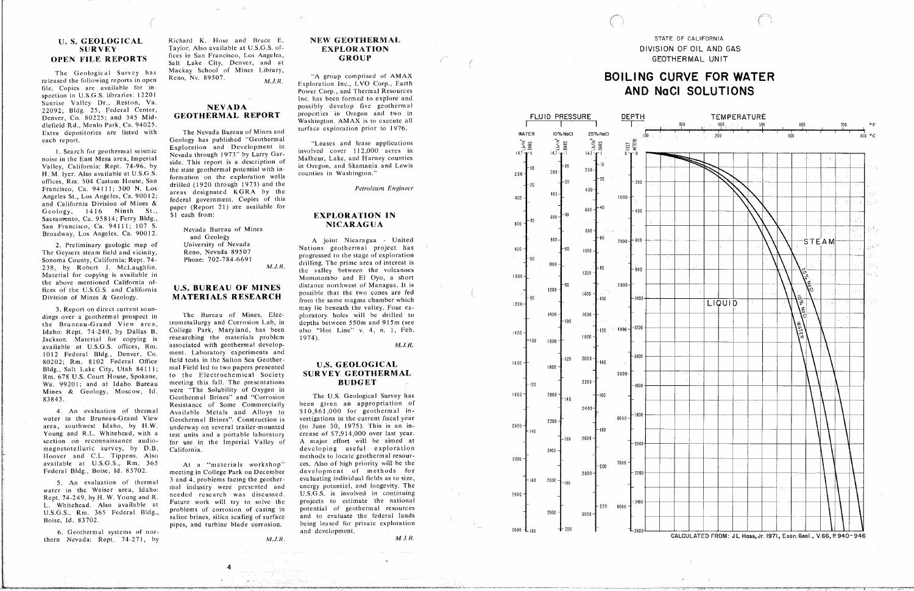## U. S. GEOLOGICAL SURVEY OPEN FILE REPORTS

The Geological Survey has released the following reports in open file. Copies are available for inspection in U.S.G.S. libraries: 12201 Sunrise Valley Dr., Reston, Va. 22092; Bldg. 25, Federal Center, Denver, Co. 80225; and 345 Middlefield Rd., Menlo Park, Ca. 94025. Extra depositories are listed with each report.

1. Search for geothermal seismic noise in the East Mesa area, Imperial Valley, California: Rept. 74-96, by H. M. Iyer. Also available at U.S.G.S. offices, Rm. 504 Custom House, San Francisco, Ca. 94111; 300 N. Los Angeles St., Los Angeles, Ca. 90012; and California Division of Mines & Geology, 1416 Ninth St., Sacramento, Ca. 95814; Ferry Bldg., San Francisco, Ca. 94111; 107 S. Broadway, Los Angeles, Ca. 90012.

2. Preliminary geologic map of The Geysers steam field and vicinity, Sonoma County, California: Rept. 74-238, by Robert J. McLaughlin. Material for copying is available in the above mentioned California offices of the U.S.G.S. and California Division of Mines & Geology.

3. Report on direct current soundings over a geothermal prospect in the Bruneau-Grand View area, Idaho: Rept. 74-240, by Dallas B. Jackson. Material for copying is available at U.S.G.S. offices, Rm. 1012 Federal Bldg., Denver, Co. 80202; Rm. 8102 Federal Office Bldg., Salt Lake City, Utah 84111; Rm. 678 U.S. Court House, Spokane, Wa. 99201; and at Idaho Bureau Mines & Geology, Moscow, Id. 83843.

4. An evaluation of thermal water in the Bruneau-Grand View area, southwest Idaho; by H.W. Young and R.L. Whitehead, with a section on reconnaissance audio-magnetotelluric survey, by D.B. Hoover and C.L. Tippens. Also available at U.S.G.S., Rm. 365 Federal Bldg., Boise, Id. 83702.

5. An evaluation of thermal water in the Weiser area, Idaho: Rept. 74-249, by H. W. Young and R. L. Whitehead. Also available at U.S.G.S., Rm. 365 Federal Bldg., Boise, Id. 83702.

6. Geothermal systems of northern Nevada: Rept. 74-271, by Richard K. Hose and Bruce E. Taylor. Also available at U.S.G.S. offices in San Francisco, Los Angeles, Salt Lake City, Denver, and at Mackay School of Mines Library, Reno, Nv. 89507.

*M.J.R.*

## NEVADA GEOTHERMAL REPORT

The Nevada Bureau of Mines and Geology has published "Geothermal Exploration and Development in Nevada through 1973" by Larry Garside. This report is a description of the state geothermal potential with information on the exploration wells drilled (1920 through 1973) and the areas designated KGRA by the federal government. Copies of this paper (Report 21) are available for \$1 each from:

Nevada Bureau of Mines
and Geology
University of Nevada
Reno, Nevada 89507
Phone: 702-784-6691

*M.J.R.*

## U.S. BUREAU OF MINES MATERIALS RESEARCH

The Bureau of Mines, Electrometallurgy and Corrosion Lab, in College Park, Maryland, has been researching the materials problem associated with geothermal development. Laboratory experiments and field tests in the Salton Sea Geothermal Field led to two papers presented to the Electrochemical Society meeting this fall. The presentations were "The Solubility of Oxygen in Geothermal Brines" and "Corrosion Resistance of Some Commercially Available Metals and Alloys to Geothermal Brines". Construction is underway on several trailer-mounted test units and a portable laboratory for use in the Imperial Valley of California.

At a "materials workshop" meeting in College Park on December 3 and 4, problems facing the geothermal industry were presented and needed research was discussed. Future work will try to solve the problems of corrosion of casing in saline brines, silica scaling of surface pipes, and turbine blade corrosion.

*M.J.R.*

## NEW GEOTHERMAL EXPLORATION GROUP

"A group comprised of AMAX Exploration Inc., LVO Corp., Earth Power Corp., and Thermal Resources Inc. has been formed to explore and possibly develop five geothermal properties in Oregon and two in Washington. AMAX is to execute all surface exploration prior to 1976.

"Leases and lease applications involved cover 112,000 acres in Malheur, Lake, and Harney counties in Oregon, and Skamania and Lewis counties in Washington."

*Petroleum Engineer*

## EXPLORATION IN NICARAGUA

A joint Nicaragua - United Nations geothermal project has progressed to the stage of exploration drilling. The prime area of interest is the valley between the volcanoes Momotombo and El Oyo, a short distance northwest of Managua. It is possible that the two cones are fed from the same magma chamber which may lie beneath the valley. Four exploratory holes will be drilled to depths between 550m and 915m (see also "Hot Line" v. 4, n. 1, Feb. 1974).

*M.J.R.*

## U.S. GEOLOGICAL SURVEY GEOTHERMAL BUDGET

The U.S. Geological Survey has been given an appropriation of \$10,861,000 for geothermal investigations in the current fiscal year (to June 30, 1975). This is an increase of \$7,914,000 over last year. A major effort will be aimed at developing useful exploration methods to locate geothermal resources. Also of high priority will be the development of methods for evaluating individual fields as to size, energy potential, and longevity. The U.S.G.S. is involved in continuing projects to estimate the national potential of geothermal resources and to evaluate the federal lands being leased for private exploration and development.

*M.J.R.*

STATE OF CALIFORNIA
DIVISION OF OIL AND GAS
GEOTHERMAL UNIT

## BOILING CURVE FOR WATER AND NaCl SOLUTIONS

FLUID PRESSURE — WATER, 10% NaCl, 25% NaCl (Lb/in², BARS); DEPTH (FEET, METERS); TEMPERATURE (°F, °C)

STEAM — LIQUID — WATER — 10% NaCl — 25% NaCl

CALCULATED FROM: J.L. Haas, Jr. 1971, Econ. Geol., V. 66, P. 940-946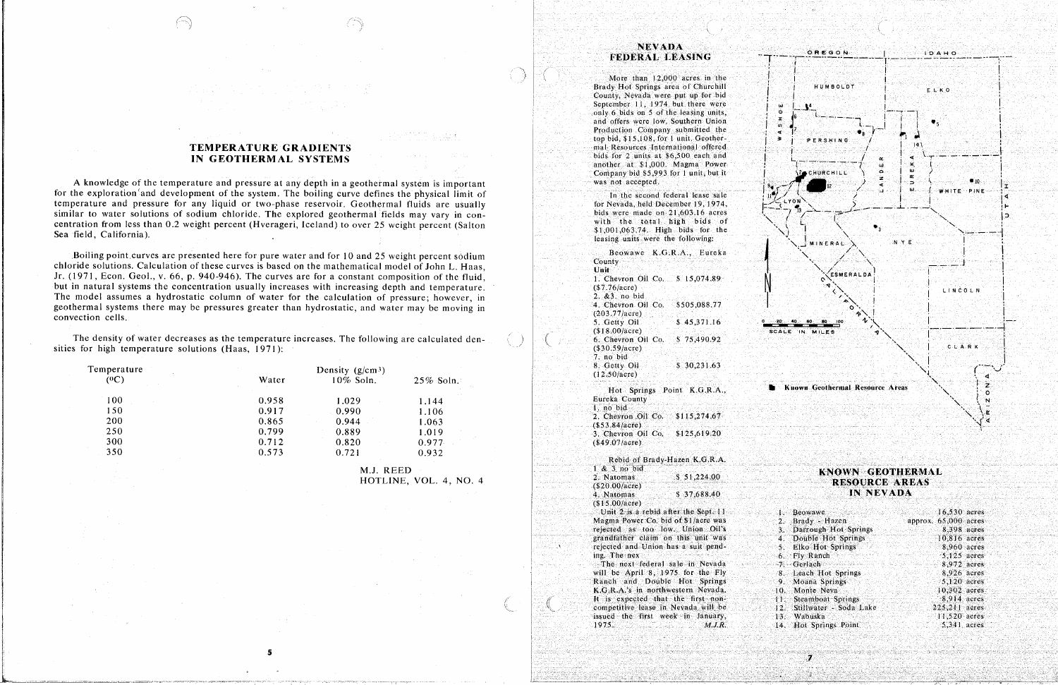## TEMPERATURE GRADIENTS IN GEOTHERMAL SYSTEMS

A knowledge of the temperature and pressure at any depth in a geothermal system is important for the exploration and development of the system. The boiling curve defines the physical limit of temperature and pressure for any liquid or two-phase reservoir. Geothermal fluids are usually similar to water solutions of sodium chloride. The explored geothermal fields may vary in concentration from less than 0.2 weight percent (Hverageri, Iceland) to over 25 weight percent (Salton Sea field, California).

Boiling point curves are presented here for pure water and for 10 and 25 weight percent sodium chloride solutions. Calculation of these curves is based on the mathematical model of John L. Haas, Jr. (1971, Econ. Geol., v. 66, p. 940-946). The curves are for a constant composition of the fluid, but in natural systems the concentration usually increases with increasing depth and temperature. The model assumes a hydrostatic column of water for the calculation of pressure; however, in geothermal systems there may be pressures greater than hydrostatic, and water may be moving in convection cells.

The density of water decreases as the temperature increases. The following are calculated densities for high temperature solutions (Haas, 1971):

| Temperature ($^{o}C$) | Density ($g/cm^3$) Water | 10% Soln. | 25% Soln. |
|---|---|---|---|
| 100 | 0.958 | 1.029 | 1.144 |
| 150 | 0.917 | 0.990 | 1.106 |
| 200 | 0.865 | 0.944 | 1.063 |
| 250 | 0.799 | 0.889 | 1.019 |
| 300 | 0.712 | 0.820 | 0.977 |
| 350 | 0.573 | 0.721 | 0.932 |

M.J. REED
HOTLINE, VOL. 4, NO. 4

## NEVADA FEDERAL LEASING

More than 12,000 acres in the Brady Hot Springs area of Churchill County, Nevada were put up for bid September 11, 1974 but there were only 6 bids on 5 of the leasing units, and offers were low. Southern Union Production Company submitted the top bid, $15,108, for 1 unit. Geothermal Resources International offered bids for 2 units at $6,500 each and another at $1,000. Magma Power Company bid $5,993 for 1 unit, but it was not accepted.

In the second federal lease sale for Nevada, held December 19, 1974, bids were made on 21,603.16 acres with the total high bids of $1,001,063.74. High bids for the leasing units were the following:

Beowawe K.G.R.A., Eureka County

Unit
1. Chevron Oil Co. $ 15,074.89 ($7.76/acre)
2. &3. no bid
4. Chevron Oil Co. $505,088.77 (203.77/acre)
5. Getty Oil $ 45,371.16 ($18.00/acre)
6. Chevron Oil Co. $ 75,490.92 ($30.59/acre)
7. no bid
8. Getty Oil $ 30,231.63 (12.50/acre)

Hot Springs Point K.G.R.A., Eureka County
1. no bid
2. Chevron Oil Co. $115,274.67 ($53.84/acre)
3. Chevron Oil Co. $125,619.20 ($49.07/acre)

Rebid of Brady-Hazen K.G.R.A.
1 & 3. no bid
2. Natomas $ 51,224.00 ($20.00/acre)
4. Natomas $ 37,688.40 ($15.00/acre)

Unit 2 is a rebid after the Sept. 11 Magma Power Co. bid of $1/acre was rejected as too low. Union Oil's grandfather claim on this unit was rejected and Union has a suit pending. The nex

The next federal sale in Nevada will be April 8, 1975 for the Fly Ranch and Double Hot Springs K.G.R.A.'s in northwestern Nevada. It is expected that the first noncompetitive lease in Nevada will be issued the first week in January, 1975.

*M.J.R.*

■ Known Geothermal Resource Areas

## KNOWN GEOTHERMAL RESOURCE AREAS IN NEVADA

| | | |
|---|---|---|
| 1. | Beowawe | 16,530 acres |
| 2. | Brady - Hazen | approx. 65,000 acres |
| 3. | Darrough Hot Springs | 8,398 acres |
| 4. | Double Hot Springs | 10,816 acres |
| 5. | Elko Hot Springs | 8,960 acres |
| 6. | Fly Ranch | 5,125 acres |
| 7. | Gerlach | 8,972 acres |
| 8. | Leach Hot Springs | 8,926 acres |
| 9. | Moana Springs | 5,120 acres |
| 10. | Monte Neva | 10,302 acres |
| 11. | Steamboat Springs | 8,914 acres |
| 12. | Stillwater - Soda Lake | 225,211 acres |
| 13. | Wabuska | 11,520 acres |
| 14. | Hot Springs Point | 5,341 acres |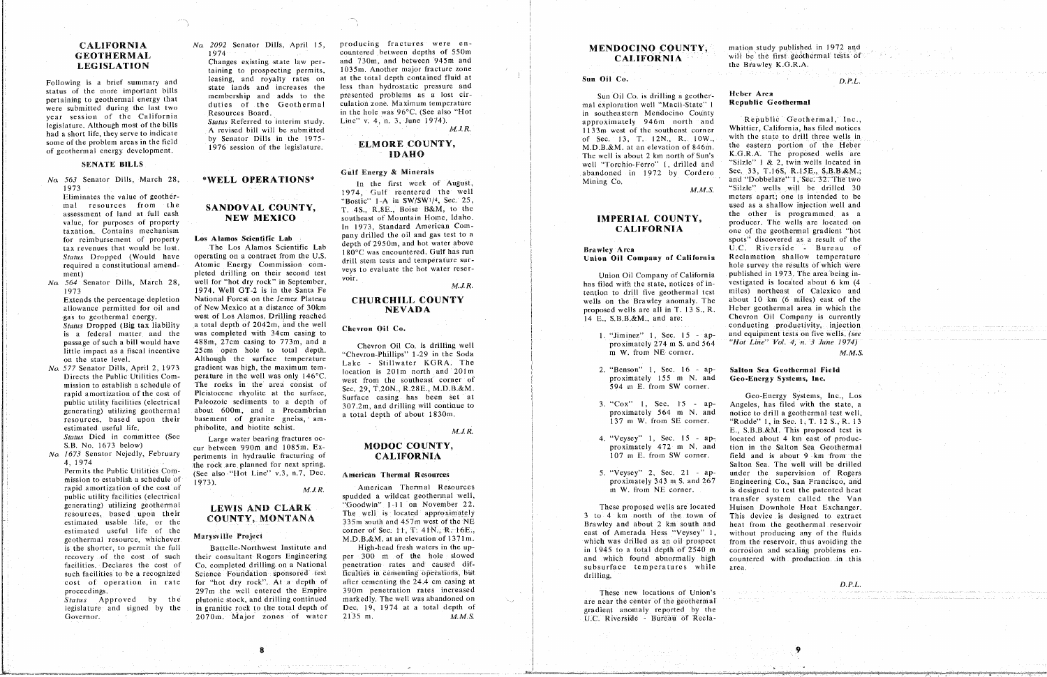## CALIFORNIA GEOTHERMAL LEGISLATION

Following is a brief summary and status of the more important bills pertaining to geothermal energy that were submitted during the last two year session of the California legislature. Although most of the bills had a short life, they serve to indicate some of the problem areas in the field of geothermal energy development.

### SENATE BILLS

*No. 563* Senator Dills, March 28, 1973
Eliminates the value of geothermal resources from the assessment of land at full cash value, for purposes of property taxation. Contains mechanism for reimbursement of property tax revenues that would be lost.
*Status* Dropped (Would have required a constitutional amendment)

*No. 564* Senator Dills, March 28, 1973
Extends the percentage depletion allowance permitted for oil and gas to geothermal energy.
*Status* Dropped (Big tax liability is a federal matter and the passage of such a bill would have little impact as a fiscal incentive on the state level.

*No. 577* Senator Dills, April 2, 1973
Directs the Public Utilities Commission to establish a schedule of rapid amortization of the cost of public utility facilities (electrical generating) utilizing geothermal resources, based upon their estimated useful life.
*Status* Died in committee (See S.B. No. 1673 below)

*No. 1673* Senator Nejedly, February 4, 1974
Permits the Public Utilities Commission to establish a schedule of rapid amortization of the cost of public utility facilities (electrical generating) utilizing geothermal resources, based upon their estimated usable life, or the estimated useful life of the geothermal resource, whichever is the shorter, to permit the full recovery of the cost of such facilities. Declares the cost of such facilities to be a recognized cost of operation in rate proceedings.
*Status* Approved by the legislature and signed by the Governor.

*No. 2092* Senator Dills, April 15, 1974
Changes existing state law pertaining to prospecting permits, leasing, and royalty rates on state lands and increases the membership and adds to the duties of the Geothermal Resources Board.
*Status* Referred to interim study. A revised bill will be submitted by Senator Dills in the 1975-1976 session of the legislature.

M.J.R.

## *WELL OPERATIONS*

## SANDOVAL COUNTY, NEW MEXICO

### Los Alamos Scientific Lab

The Los Alamos Scientific Lab operating on a contract from the U.S. Atomic Energy Commission completed drilling on their second test well for "hot dry rock" in September, 1974. Well GT-2 is in the Santa Fe National Forest on the Jemez Plateau of New Mexico at a distance of 30km west of Los Alamos. Drilling reached a total depth of 2042m, and the well was completed with 34cm casing to 488m, 27cm casing to 773m, and a 25cm open hole to total depth. Although the surface temperature gradient was high, the maximum temperature in the well was only 146°C. The rocks in the area consist of Pleistocene rhyolite at the surface, Paleozoic sediments to a depth of about 600m, and a Precambrian basement of granite gneiss, amphibolite, and biotite schist.

Large water bearing fractures occur between 990m and 1085m. Experiments in hydraulic fracturing of the rock are planned for next spring. (See also "Hot Line" v.3, n.7, Dec. 1973).

M.J.R.

## LEWIS AND CLARK COUNTY, MONTANA

### Marysville Project

Battelle-Northwest Institute and their consultant Rogers Engineering Co. completed drilling on a National Science Foundation sponsored test for "hot dry rock". At a depth of 297m the well entered the Empire plutonic stock, and drilling continued in granitic rock to the total depth of 2070m. Major zones of water producing fractures were encountered between depths of 550m and 730m, and between 945m and 1035m. Another major fracture zone at the total depth contained fluid at less than hydrostatic pressure and presented problems as a lost circulation zone. Maximum temperature in the hole was 96°C. (See also "Hot Line" v. 4, n. 3, June 1974).

M.J.R.

## ELMORE COUNTY, IDAHO

### Gulf Energy & Minerals

In the first week of August, 1974, Gulf reentered the well "Bostic" 1-A in SW/SW1/4, Sec. 25, T. 4S., R.8E., Boise B&M, to the southeast of Mountain Home, Idaho. In 1973, Standard American Company drilled the oil and gas test to a depth of 2950m, and hot water above 180°C was encountered. Gulf has run drill stem tests and temperature surveys to evaluate the hot water reservoir.

M.J.R.

## CHURCHILL COUNTY NEVADA

### Chevron Oil Co.

Chevron Oil Co. is drilling well "Chevron-Phillips" 1-29 in the Soda Lake - Stillwater KGRA. The location is 201m north and 201m west from the southeast corner of Sec. 29, T.20N., R.28E., M.D.B.&M. Surface casing has been set at 307.2m, and drilling will continue to a total depth of about 1830m.

M.J.R.

## MODOC COUNTY, CALIFORNIA

### American Thermal Resources

American Thermal Resources spudded a wildcat geothermal well, "Goodwin" 1-11 on November 22. The well is located approximately 335m south and 457m west of the NE corner of Sec. 11, T. 41N., R. 16E., M.D.B.&M. at an elevation of 1371m.

High-head fresh waters in the upper 300 m of the hole slowed penetration rates and caused difficulties in cementing operations, but after cementing the 24.4 cm casing at 390m penetration rates increased markedly. The well was abandoned on Dec. 19, 1974 at a total depth of 2135 m.

M.M.S.

## MENDOCINO COUNTY, CALIFORNIA

### Sun Oil Co.

Sun Oil Co. is drilling a geothermal exploration well "Macii-State" 1 in southeastern Mendocino County approximately 946m north and 1133m west of the southeast corner of Sec. 13, T. 12N., R. 10W., M.D.B.&M. at an elevation of 846m. The well is about 2 km north of Sun's well "Torchio-Ferro" 1, drilled and abandoned in 1972 by Cordero Mining Co.

M.M.S.

## IMPERIAL COUNTY, CALIFORNIA

### Brawley Area
### Union Oil Company of California

Union Oil Company of California has filed with the state, notices of intention to drill five geothermal test wells on the Brawley anomaly. The proposed wells are all in T. 13 S., R. 14 E., S.B.B.&M., and are:

1. "Jiminez" 1, Sec. 15 - approximately 274 m S. and 564 m W. from NE corner.
2. "Benson" 1, Sec. 16 - approximately 155 m N. and 594 m E. from SW corner.
3. "Cox" 1, Sec. 15 - approximately 564 m N. and 137 m W. from SE corner.
4. "Veysey" 1, Sec. 15 - approximately 472 m N. and 107 m E. from SW corner.
5. "Veysey" 2, Sec. 21 - approximately 343 m S. and 267 m W. from NE corner.

These proposed wells are located 3 to 4 km north of the town of Brawley and about 2 km south and east of Amerada Hess "Veysey" 1, which was drilled as an oil prospect in 1945 to a total depth of 2540 m and which found abnormally high subsurface temperatures while drilling.

These new locations of Union's are near the center of the geothermal gradient anomaly reported by the U.C. Riverside - Bureau of Reclamation study published in 1972 and will be the first geothermal tests of the Brawley K.G.R.A.

D.P.L.

### Heber Area
### Republic Geothermal

Republic Geothermal, Inc., Whittier, California, has filed notices with the state to drill three wells in the eastern portion of the Heber K.G.R.A. The proposed wells are "Silzle" 1 & 2, twin wells located in Sec. 33, T.16S, R.15E., S.B.B.&M.; and "Dobbelare" 1, Sec. 32. The two "Silzle" wells will be drilled 30 meters apart; one is intended to be used as a shallow injection well and the other is programmed as a producer. The wells are located on one of the geothermal gradient "hot spots" discovered as a result of the U.C. Riverside - Bureau of Reclamation shallow temperature hole survey the results of which were published in 1973. The area being investigated is located about 6 km (4 miles) northeast of Calexico and about 10 km (6 miles) east of the Heber geothermal area in which the Chevron Oil Company is currently conducting productivity, injection and equipment tests on five wells. *(see "Hot Line" Vol. 4, n. 3 June 1974)*

M.M.S.

### Salton Sea Geothermal Field
### Geo-Energy Systems, Inc.

Geo-Energy Systems, Inc., Los Angeles, has filed with the state, a notice to drill a geothermal test well, "Rodde" 1, in Sec. 1, T. 12 S., R. 13 E., S.B.B.&M. This proposed test is located about 4 km east of production in the Salton Sea Geothermal field and is about 9 km from the Salton Sea. The well will be drilled under the supervision of Rogers Engineering Co., San Francisco, and is designed to test the patented heat transfer system called the Van Huisen Downhole Heat Exchanger. This device is designed to extract heat from the geothermal reservoir without producing any of the fluids from the reservoir, thus avoiding the corrosion and scaling problems encountered with production in this area.

D.P.L.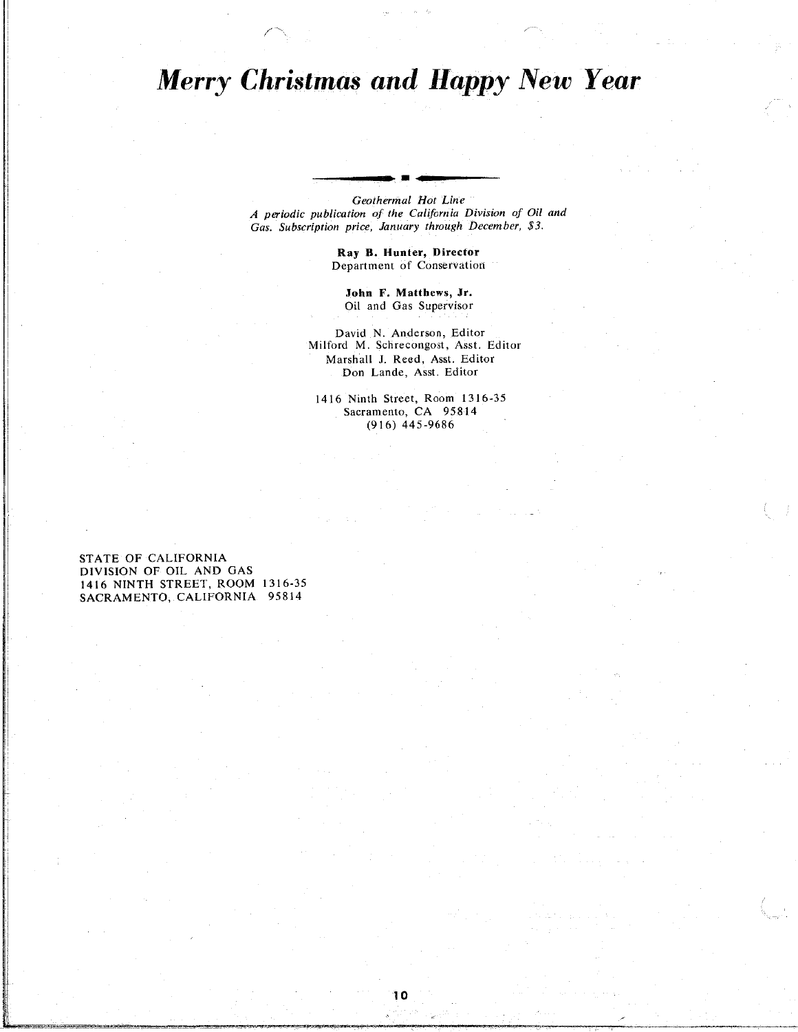# *Merry Christmas and Happy New Year*

*Geothermal Hot Line*
*A periodic publication of the California Division of Oil and Gas. Subscription price, January through December, $3.*

**Ray B. Hunter, Director**
Department of Conservation

**John F. Matthews, Jr.**
Oil and Gas Supervisor

David N. Anderson, Editor
Milford M. Schrecongost, Asst. Editor
Marshall J. Reed, Asst. Editor
Don Lande, Asst. Editor

1416 Ninth Street, Room 1316-35
Sacramento, CA 95814
(916) 445-9686

STATE OF CALIFORNIA
DIVISION OF OIL AND GAS
1416 NINTH STREET, ROOM 1316-35
SACRAMENTO, CALIFORNIA 95814